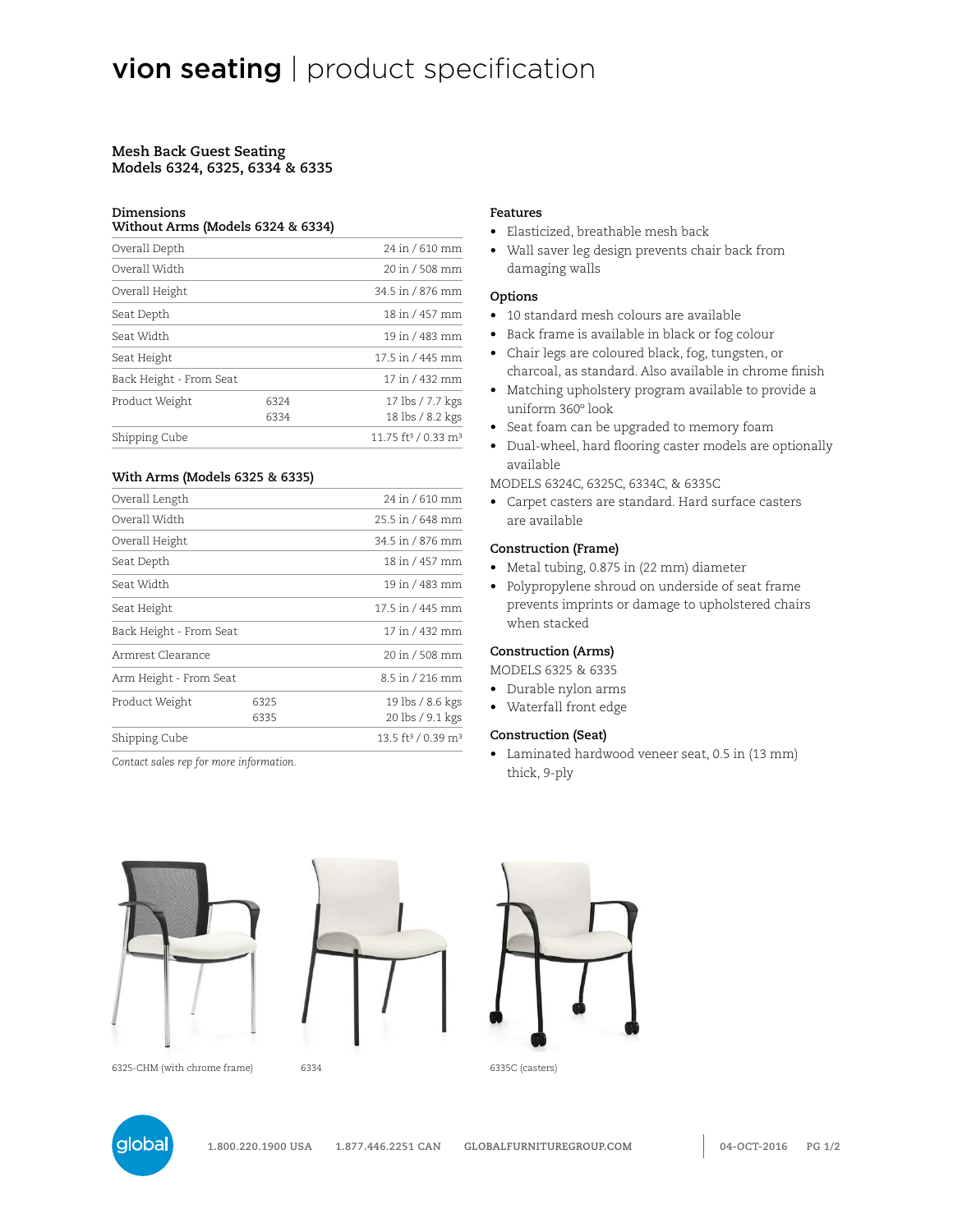# vion seating | product specification

## Mesh Back Guest Seating
## Models 6324, 6325, 6334 & 6335

### Dimensions
### Without Arms (Models 6324 & 6334)

| | | |
|---|---|---|
| Overall Depth | | 24 in / 610 mm |
| Overall Width | | 20 in / 508 mm |
| Overall Height | | 34.5 in / 876 mm |
| Seat Depth | | 18 in / 457 mm |
| Seat Width | | 19 in / 483 mm |
| Seat Height | | 17.5 in / 445 mm |
| Back Height - From Seat | | 17 in / 432 mm |
| Product Weight | 6324 | 17 lbs / 7.7 kgs |
| | 6334 | 18 lbs / 8.2 kgs |
| Shipping Cube | | 11.75 ft³ / 0.33 m³ |

### With Arms (Models 6325 & 6335)

| | | |
|---|---|---|
| Overall Length | | 24 in / 610 mm |
| Overall Width | | 25.5 in / 648 mm |
| Overall Height | | 34.5 in / 876 mm |
| Seat Depth | | 18 in / 457 mm |
| Seat Width | | 19 in / 483 mm |
| Seat Height | | 17.5 in / 445 mm |
| Back Height - From Seat | | 17 in / 432 mm |
| Armrest Clearance | | 20 in / 508 mm |
| Arm Height - From Seat | | 8.5 in / 216 mm |
| Product Weight | 6325 | 19 lbs / 8.6 kgs |
| | 6335 | 20 lbs / 9.1 kgs |
| Shipping Cube | | 13.5 ft³ / 0.39 m³ |

*Contact sales rep for more information.*

### Features

- Elasticized, breathable mesh back
- Wall saver leg design prevents chair back from damaging walls

### Options

- 10 standard mesh colours are available
- Back frame is available in black or fog colour
- Chair legs are coloured black, fog, tungsten, or charcoal, as standard. Also available in chrome finish
- Matching upholstery program available to provide a uniform 360º look
- Seat foam can be upgraded to memory foam
- Dual-wheel, hard flooring caster models are optionally available

MODELS 6324C, 6325C, 6334C, & 6335C

- Carpet casters are standard. Hard surface casters are available

### Construction (Frame)

- Metal tubing, 0.875 in (22 mm) diameter
- Polypropylene shroud on underside of seat frame prevents imprints or damage to upholstered chairs when stacked

### Construction (Arms)

MODELS 6325 & 6335

- Durable nylon arms
- Waterfall front edge

### Construction (Seat)

- Laminated hardwood veneer seat, 0.5 in (13 mm) thick, 9-ply

6325-CHM (with chrome frame)

6334

6335C (casters)

global 1.800.220.1900 USA 1.877.446.2251 CAN GLOBALFURNITUREGROUP.COM 04-OCT-2016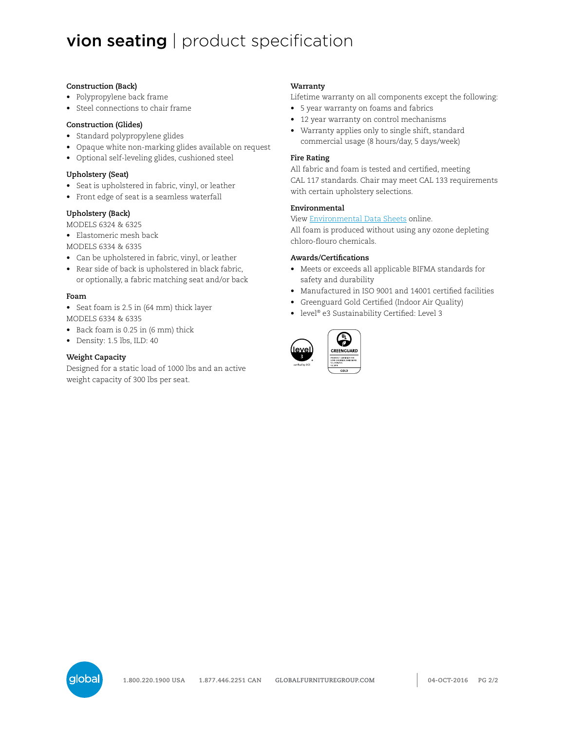# vion seating | product specification

### Construction (Back)

- Polypropylene back frame
- Steel connections to chair frame

### Construction (Glides)

- Standard polypropylene glides
- Opaque white non-marking glides available on request
- Optional self-leveling glides, cushioned steel

### Upholstery (Seat)

- Seat is upholstered in fabric, vinyl, or leather
- Front edge of seat is a seamless waterfall

### Upholstery (Back)

MODELS 6324 & 6325

- Elastomeric mesh back

MODELS 6334 & 6335

- Can be upholstered in fabric, vinyl, or leather
- Rear side of back is upholstered in black fabric, or optionally, a fabric matching seat and/or back

### Foam

- Seat foam is 2.5 in (64 mm) thick layer

MODELS 6334 & 6335

- Back foam is 0.25 in (6 mm) thick
- Density: 1.5 lbs, ILD: 40

### Weight Capacity

Designed for a static load of 1000 lbs and an active weight capacity of 300 lbs per seat.

### Warranty

Lifetime warranty on all components except the following:

- 5 year warranty on foams and fabrics
- 12 year warranty on control mechanisms
- Warranty applies only to single shift, standard commercial usage (8 hours/day, 5 days/week)

### Fire Rating

All fabric and foam is tested and certified, meeting CAL 117 standards. Chair may meet CAL 133 requirements with certain upholstery selections.

### Environmental

View Environmental Data Sheets online.
All foam is produced without using any ozone depleting chloro-flouro chemicals.

### Awards/Certifications

- Meets or exceeds all applicable BIFMA standards for safety and durability
- Manufactured in ISO 9001 and 14001 certified facilities
- Greenguard Gold Certified (Indoor Air Quality)
- level® e3 Sustainability Certified: Level 3